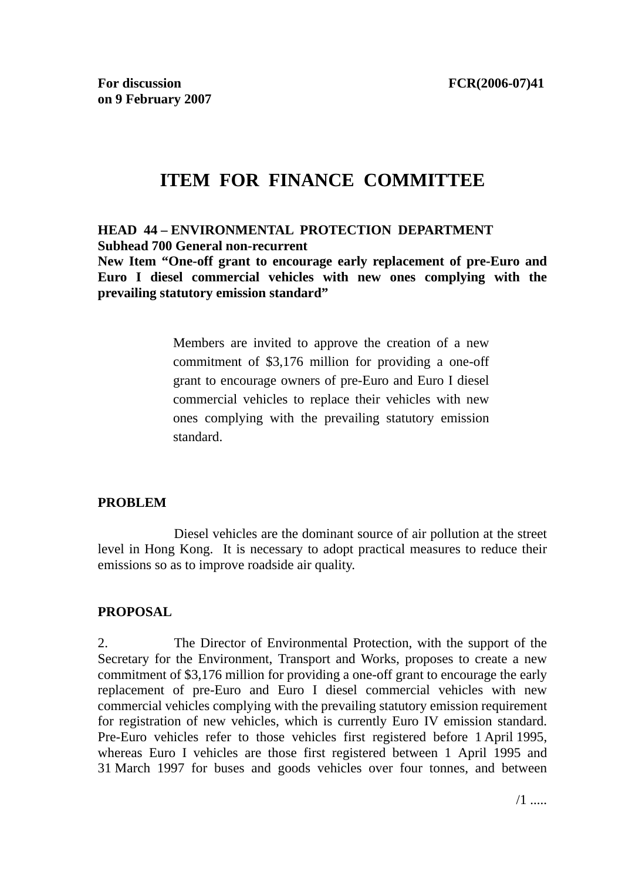**For discussion on 9 February 2007** **FCR(2006-07)41**

# ITEM FOR FINANCE COMMITTEE

**HEAD 44 – ENVIRONMENTAL PROTECTION DEPARTMENT**
**Subhead 700 General non-recurrent**
**New Item "One-off grant to encourage early replacement of pre-Euro and Euro I diesel commercial vehicles with new ones complying with the prevailing statutory emission standard"**

> Members are invited to approve the creation of a new commitment of $3,176 million for providing a one-off grant to encourage owners of pre-Euro and Euro I diesel commercial vehicles to replace their vehicles with new ones complying with the prevailing statutory emission standard.

## PROBLEM

Diesel vehicles are the dominant source of air pollution at the street level in Hong Kong. It is necessary to adopt practical measures to reduce their emissions so as to improve roadside air quality.

## PROPOSAL

2. The Director of Environmental Protection, with the support of the Secretary for the Environment, Transport and Works, proposes to create a new commitment of $3,176 million for providing a one-off grant to encourage the early replacement of pre-Euro and Euro I diesel commercial vehicles with new commercial vehicles complying with the prevailing statutory emission requirement for registration of new vehicles, which is currently Euro IV emission standard. Pre-Euro vehicles refer to those vehicles first registered before 1 April 1995, whereas Euro I vehicles are those first registered between 1 April 1995 and 31 March 1997 for buses and goods vehicles over four tonnes, and between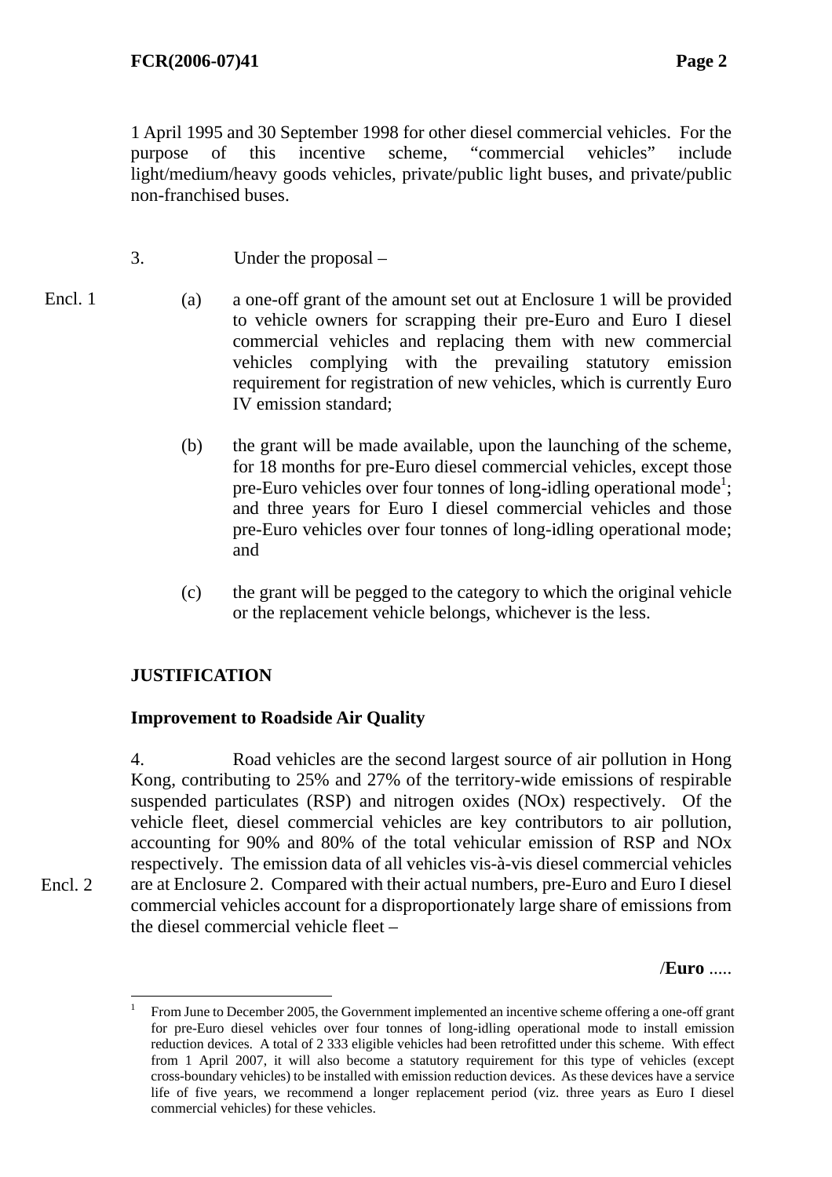1 April 1995 and 30 September 1998 for other diesel commercial vehicles. For the purpose of this incentive scheme, "commercial vehicles" include light/medium/heavy goods vehicles, private/public light buses, and private/public non-franchised buses.

3. Under the proposal –

Encl. 1

(a) a one-off grant of the amount set out at Enclosure 1 will be provided to vehicle owners for scrapping their pre-Euro and Euro I diesel commercial vehicles and replacing them with new commercial vehicles complying with the prevailing statutory emission requirement for registration of new vehicles, which is currently Euro IV emission standard;

(b) the grant will be made available, upon the launching of the scheme, for 18 months for pre-Euro diesel commercial vehicles, except those pre-Euro vehicles over four tonnes of long-idling operational mode[1]; and three years for Euro I diesel commercial vehicles and those pre-Euro vehicles over four tonnes of long-idling operational mode; and

(c) the grant will be pegged to the category to which the original vehicle or the replacement vehicle belongs, whichever is the less.

## JUSTIFICATION

### Improvement to Roadside Air Quality

4. Road vehicles are the second largest source of air pollution in Hong Kong, contributing to 25% and 27% of the territory-wide emissions of respirable suspended particulates (RSP) and nitrogen oxides (NOx) respectively. Of the vehicle fleet, diesel commercial vehicles are key contributors to air pollution, accounting for 90% and 80% of the total vehicular emission of RSP and NOx respectively. The emission data of all vehicles vis-à-vis diesel commercial vehicles are at Enclosure 2. Compared with their actual numbers, pre-Euro and Euro I diesel commercial vehicles account for a disproportionately large share of emissions from the diesel commercial vehicle fleet –

Encl. 2

/**Euro** .....

---

[1] From June to December 2005, the Government implemented an incentive scheme offering a one-off grant for pre-Euro diesel vehicles over four tonnes of long-idling operational mode to install emission reduction devices. A total of 2 333 eligible vehicles had been retrofitted under this scheme. With effect from 1 April 2007, it will also become a statutory requirement for this type of vehicles (except cross-boundary vehicles) to be installed with emission reduction devices. As these devices have a service life of five years, we recommend a longer replacement period (viz. three years as Euro I diesel commercial vehicles) for these vehicles.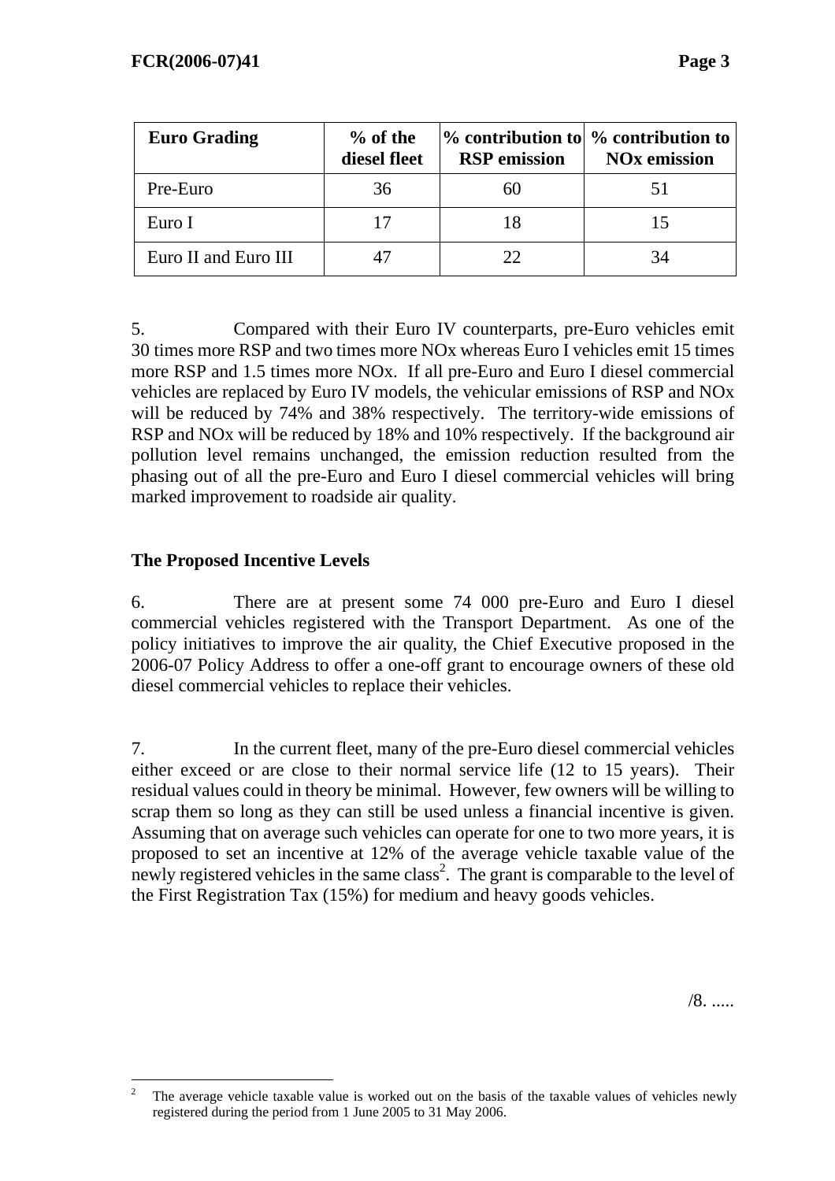| Euro Grading | % of the diesel fleet | % contribution to RSP emission | % contribution to NOx emission |
|---|---|---|---|
| Pre-Euro | 36 | 60 | 51 |
| Euro I | 17 | 18 | 15 |
| Euro II and Euro III | 47 | 22 | 34 |

5. Compared with their Euro IV counterparts, pre-Euro vehicles emit 30 times more RSP and two times more NOx whereas Euro I vehicles emit 15 times more RSP and 1.5 times more NOx. If all pre-Euro and Euro I diesel commercial vehicles are replaced by Euro IV models, the vehicular emissions of RSP and NOx will be reduced by 74% and 38% respectively. The territory-wide emissions of RSP and NOx will be reduced by 18% and 10% respectively. If the background air pollution level remains unchanged, the emission reduction resulted from the phasing out of all the pre-Euro and Euro I diesel commercial vehicles will bring marked improvement to roadside air quality.

## The Proposed Incentive Levels

6. There are at present some 74 000 pre-Euro and Euro I diesel commercial vehicles registered with the Transport Department. As one of the policy initiatives to improve the air quality, the Chief Executive proposed in the 2006-07 Policy Address to offer a one-off grant to encourage owners of these old diesel commercial vehicles to replace their vehicles.

7. In the current fleet, many of the pre-Euro diesel commercial vehicles either exceed or are close to their normal service life (12 to 15 years). Their residual values could in theory be minimal. However, few owners will be willing to scrap them so long as they can still be used unless a financial incentive is given. Assuming that on average such vehicles can operate for one to two more years, it is proposed to set an incentive at 12% of the average vehicle taxable value of the newly registered vehicles in the same class[2]. The grant is comparable to the level of the First Registration Tax (15%) for medium and heavy goods vehicles.

/8. .....

---

[2] The average vehicle taxable value is worked out on the basis of the taxable values of vehicles newly registered during the period from 1 June 2005 to 31 May 2006.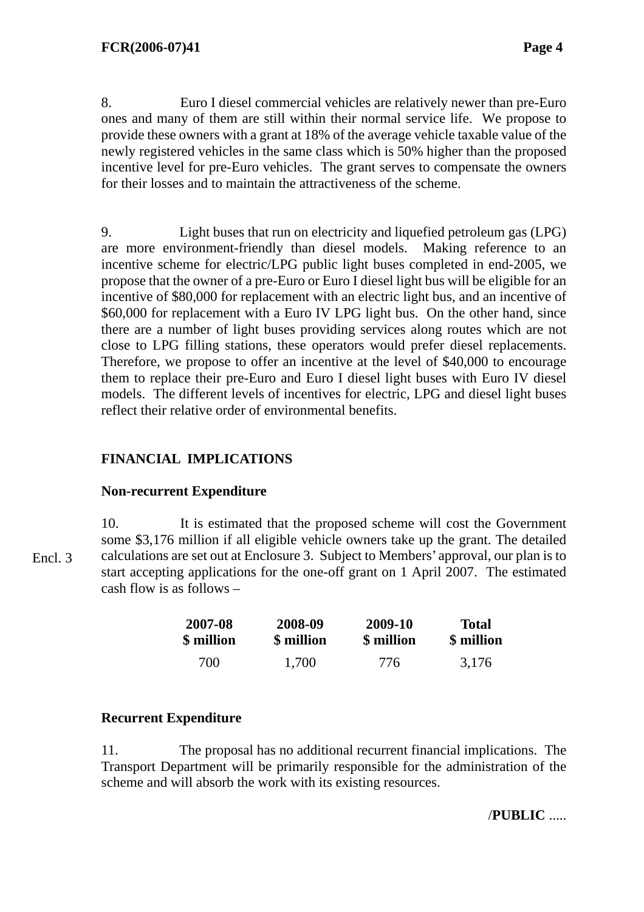8. Euro I diesel commercial vehicles are relatively newer than pre-Euro ones and many of them are still within their normal service life. We propose to provide these owners with a grant at 18% of the average vehicle taxable value of the newly registered vehicles in the same class which is 50% higher than the proposed incentive level for pre-Euro vehicles. The grant serves to compensate the owners for their losses and to maintain the attractiveness of the scheme.

9. Light buses that run on electricity and liquefied petroleum gas (LPG) are more environment-friendly than diesel models. Making reference to an incentive scheme for electric/LPG public light buses completed in end-2005, we propose that the owner of a pre-Euro or Euro I diesel light bus will be eligible for an incentive of $80,000 for replacement with an electric light bus, and an incentive of $60,000 for replacement with a Euro IV LPG light bus. On the other hand, since there are a number of light buses providing services along routes which are not close to LPG filling stations, these operators would prefer diesel replacements. Therefore, we propose to offer an incentive at the level of $40,000 to encourage them to replace their pre-Euro and Euro I diesel light buses with Euro IV diesel models. The different levels of incentives for electric, LPG and diesel light buses reflect their relative order of environmental benefits.

## FINANCIAL IMPLICATIONS

### Non-recurrent Expenditure

Encl. 3

10. It is estimated that the proposed scheme will cost the Government some $3,176 million if all eligible vehicle owners take up the grant. The detailed calculations are set out at Enclosure 3. Subject to Members' approval, our plan is to start accepting applications for the one-off grant on 1 April 2007. The estimated cash flow is as follows –

| 2007-08<br>$ million | 2008-09<br>$ million | 2009-10<br>$ million | Total<br>$ million |
|---|---|---|---|
| 700 | 1,700 | 776 | 3,176 |

### Recurrent Expenditure

11. The proposal has no additional recurrent financial implications. The Transport Department will be primarily responsible for the administration of the scheme and will absorb the work with its existing resources.

/**PUBLIC** .....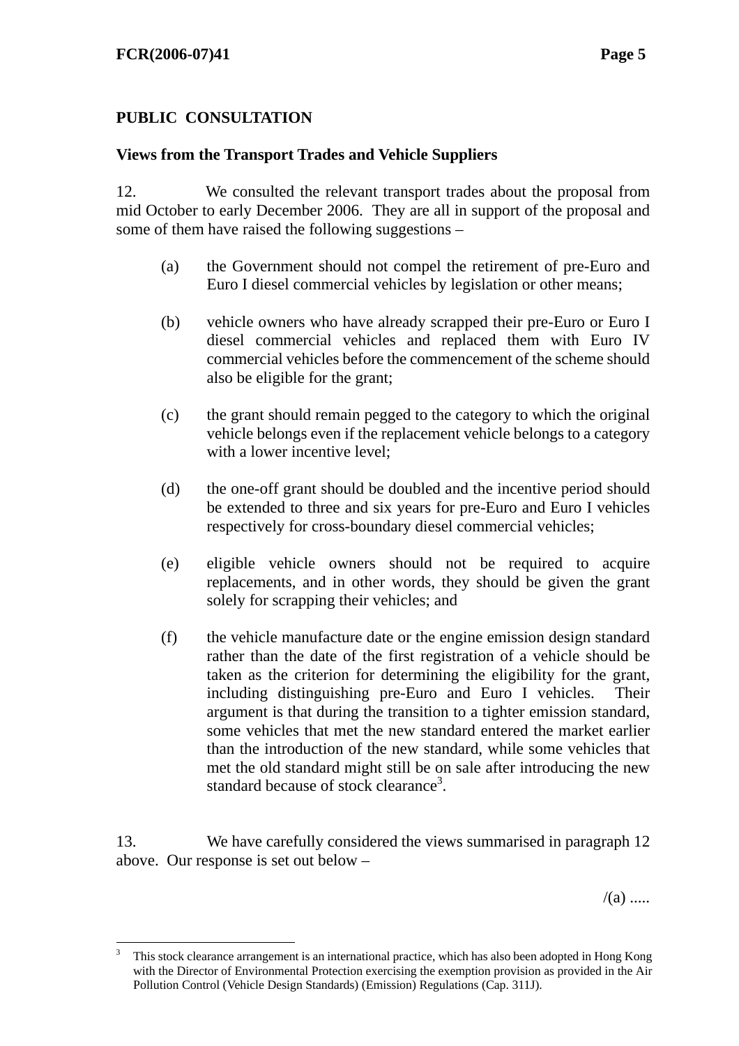**PUBLIC CONSULTATION**

**Views from the Transport Trades and Vehicle Suppliers**

12. We consulted the relevant transport trades about the proposal from mid October to early December 2006. They are all in support of the proposal and some of them have raised the following suggestions –

(a) the Government should not compel the retirement of pre-Euro and Euro I diesel commercial vehicles by legislation or other means;

(b) vehicle owners who have already scrapped their pre-Euro or Euro I diesel commercial vehicles and replaced them with Euro IV commercial vehicles before the commencement of the scheme should also be eligible for the grant;

(c) the grant should remain pegged to the category to which the original vehicle belongs even if the replacement vehicle belongs to a category with a lower incentive level;

(d) the one-off grant should be doubled and the incentive period should be extended to three and six years for pre-Euro and Euro I vehicles respectively for cross-boundary diesel commercial vehicles;

(e) eligible vehicle owners should not be required to acquire replacements, and in other words, they should be given the grant solely for scrapping their vehicles; and

(f) the vehicle manufacture date or the engine emission design standard rather than the date of the first registration of a vehicle should be taken as the criterion for determining the eligibility for the grant, including distinguishing pre-Euro and Euro I vehicles. Their argument is that during the transition to a tighter emission standard, some vehicles that met the new standard entered the market earlier than the introduction of the new standard, while some vehicles that met the old standard might still be on sale after introducing the new standard because of stock clearance[3].

13. We have carefully considered the views summarised in paragraph 12 above. Our response is set out below –

/(a) .....

---

[3] This stock clearance arrangement is an international practice, which has also been adopted in Hong Kong with the Director of Environmental Protection exercising the exemption provision as provided in the Air Pollution Control (Vehicle Design Standards) (Emission) Regulations (Cap. 311J).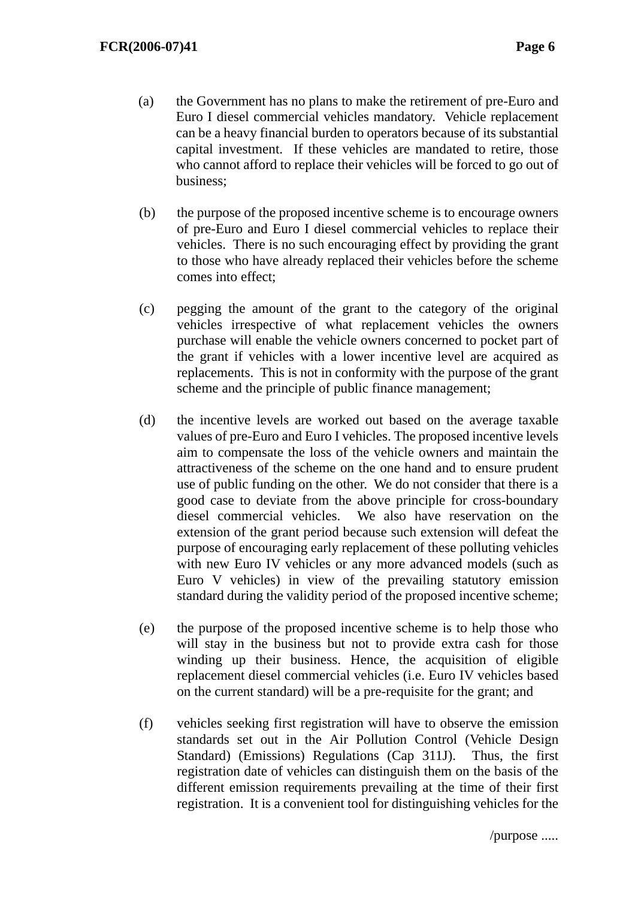(a) the Government has no plans to make the retirement of pre-Euro and Euro I diesel commercial vehicles mandatory. Vehicle replacement can be a heavy financial burden to operators because of its substantial capital investment. If these vehicles are mandated to retire, those who cannot afford to replace their vehicles will be forced to go out of business;

(b) the purpose of the proposed incentive scheme is to encourage owners of pre-Euro and Euro I diesel commercial vehicles to replace their vehicles. There is no such encouraging effect by providing the grant to those who have already replaced their vehicles before the scheme comes into effect;

(c) pegging the amount of the grant to the category of the original vehicles irrespective of what replacement vehicles the owners purchase will enable the vehicle owners concerned to pocket part of the grant if vehicles with a lower incentive level are acquired as replacements. This is not in conformity with the purpose of the grant scheme and the principle of public finance management;

(d) the incentive levels are worked out based on the average taxable values of pre-Euro and Euro I vehicles. The proposed incentive levels aim to compensate the loss of the vehicle owners and maintain the attractiveness of the scheme on the one hand and to ensure prudent use of public funding on the other. We do not consider that there is a good case to deviate from the above principle for cross-boundary diesel commercial vehicles. We also have reservation on the extension of the grant period because such extension will defeat the purpose of encouraging early replacement of these polluting vehicles with new Euro IV vehicles or any more advanced models (such as Euro V vehicles) in view of the prevailing statutory emission standard during the validity period of the proposed incentive scheme;

(e) the purpose of the proposed incentive scheme is to help those who will stay in the business but not to provide extra cash for those winding up their business. Hence, the acquisition of eligible replacement diesel commercial vehicles (i.e. Euro IV vehicles based on the current standard) will be a pre-requisite for the grant; and

(f) vehicles seeking first registration will have to observe the emission standards set out in the Air Pollution Control (Vehicle Design Standard) (Emissions) Regulations (Cap 311J). Thus, the first registration date of vehicles can distinguish them on the basis of the different emission requirements prevailing at the time of their first registration. It is a convenient tool for distinguishing vehicles for the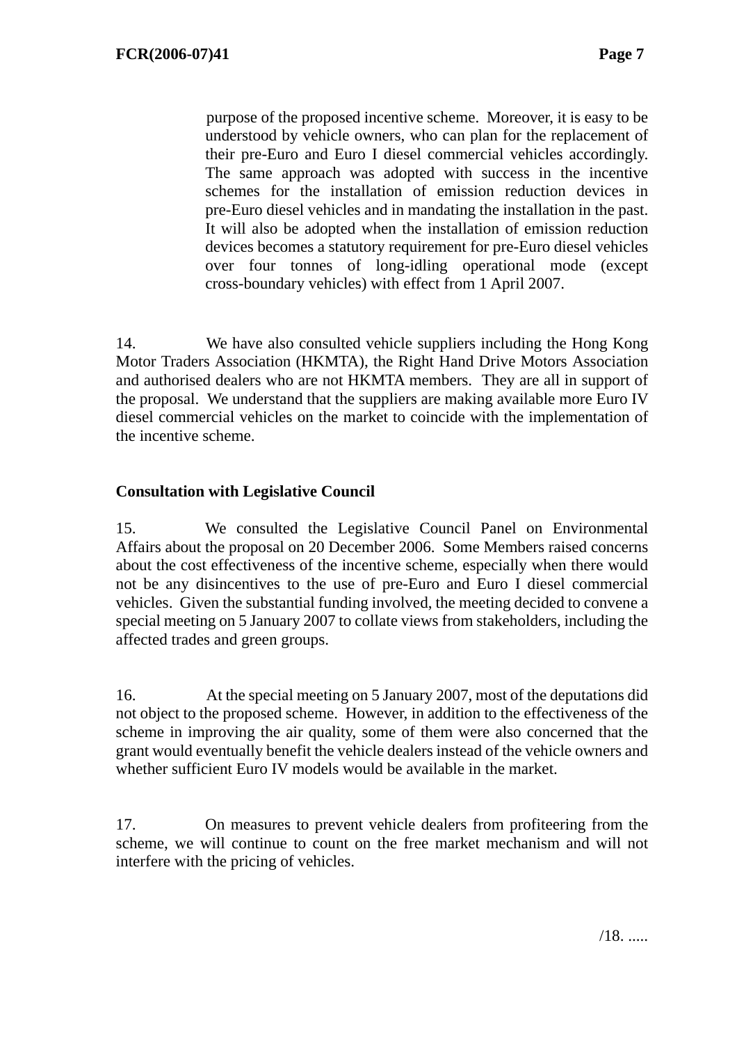purpose of the proposed incentive scheme. Moreover, it is easy to be understood by vehicle owners, who can plan for the replacement of their pre-Euro and Euro I diesel commercial vehicles accordingly. The same approach was adopted with success in the incentive schemes for the installation of emission reduction devices in pre-Euro diesel vehicles and in mandating the installation in the past. It will also be adopted when the installation of emission reduction devices becomes a statutory requirement for pre-Euro diesel vehicles over four tonnes of long-idling operational mode (except cross-boundary vehicles) with effect from 1 April 2007.

14. We have also consulted vehicle suppliers including the Hong Kong Motor Traders Association (HKMTA), the Right Hand Drive Motors Association and authorised dealers who are not HKMTA members. They are all in support of the proposal. We understand that the suppliers are making available more Euro IV diesel commercial vehicles on the market to coincide with the implementation of the incentive scheme.

**Consultation with Legislative Council**

15. We consulted the Legislative Council Panel on Environmental Affairs about the proposal on 20 December 2006. Some Members raised concerns about the cost effectiveness of the incentive scheme, especially when there would not be any disincentives to the use of pre-Euro and Euro I diesel commercial vehicles. Given the substantial funding involved, the meeting decided to convene a special meeting on 5 January 2007 to collate views from stakeholders, including the affected trades and green groups.

16. At the special meeting on 5 January 2007, most of the deputations did not object to the proposed scheme. However, in addition to the effectiveness of the scheme in improving the air quality, some of them were also concerned that the grant would eventually benefit the vehicle dealers instead of the vehicle owners and whether sufficient Euro IV models would be available in the market.

17. On measures to prevent vehicle dealers from profiteering from the scheme, we will continue to count on the free market mechanism and will not interfere with the pricing of vehicles.

/18. .....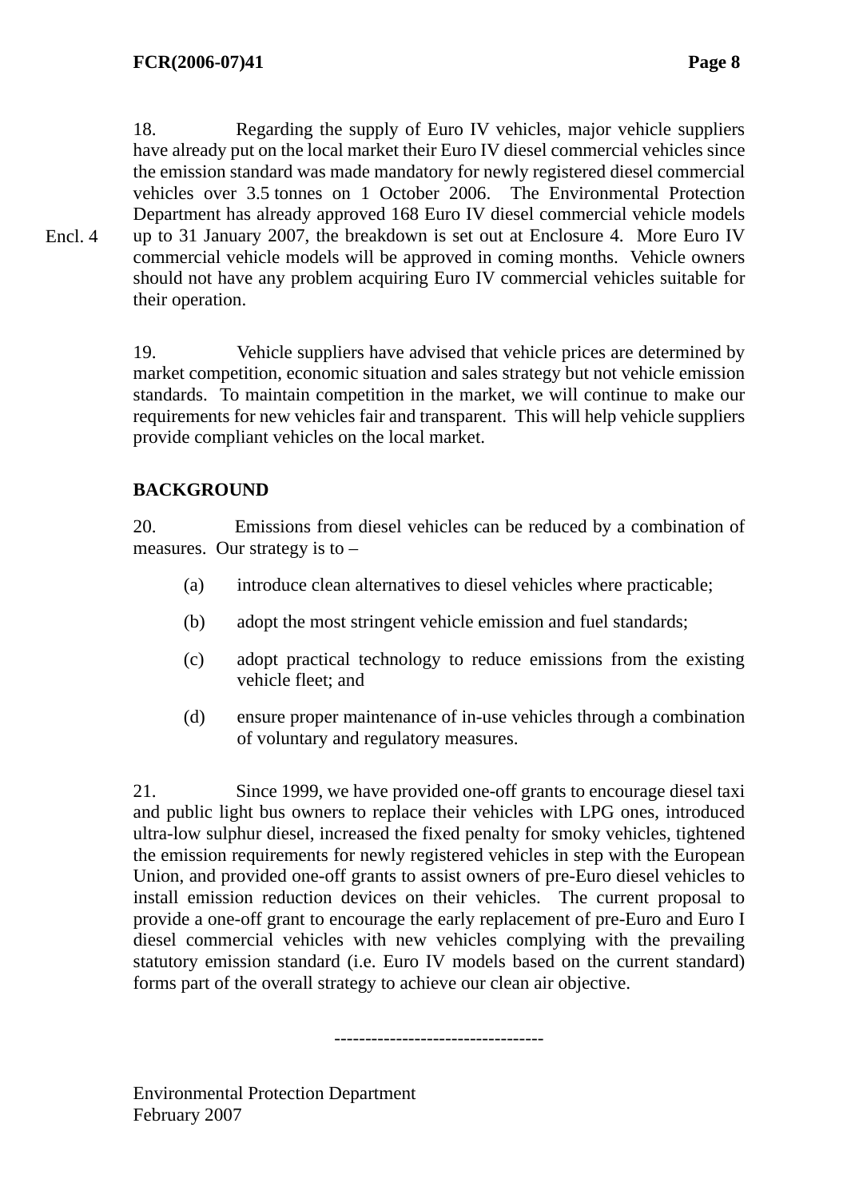18. Regarding the supply of Euro IV vehicles, major vehicle suppliers have already put on the local market their Euro IV diesel commercial vehicles since the emission standard was made mandatory for newly registered diesel commercial vehicles over 3.5 tonnes on 1 October 2006. The Environmental Protection Department has already approved 168 Euro IV diesel commercial vehicle models up to 31 January 2007, the breakdown is set out at Enclosure 4. More Euro IV commercial vehicle models will be approved in coming months. Vehicle owners should not have any problem acquiring Euro IV commercial vehicles suitable for their operation.

Encl. 4

19. Vehicle suppliers have advised that vehicle prices are determined by market competition, economic situation and sales strategy but not vehicle emission standards. To maintain competition in the market, we will continue to make our requirements for new vehicles fair and transparent. This will help vehicle suppliers provide compliant vehicles on the local market.

**BACKGROUND**

20. Emissions from diesel vehicles can be reduced by a combination of measures. Our strategy is to –

(a) introduce clean alternatives to diesel vehicles where practicable;

(b) adopt the most stringent vehicle emission and fuel standards;

(c) adopt practical technology to reduce emissions from the existing vehicle fleet; and

(d) ensure proper maintenance of in-use vehicles through a combination of voluntary and regulatory measures.

21. Since 1999, we have provided one-off grants to encourage diesel taxi and public light bus owners to replace their vehicles with LPG ones, introduced ultra-low sulphur diesel, increased the fixed penalty for smoky vehicles, tightened the emission requirements for newly registered vehicles in step with the European Union, and provided one-off grants to assist owners of pre-Euro diesel vehicles to install emission reduction devices on their vehicles. The current proposal to provide a one-off grant to encourage the early replacement of pre-Euro and Euro I diesel commercial vehicles with new vehicles complying with the prevailing statutory emission standard (i.e. Euro IV models based on the current standard) forms part of the overall strategy to achieve our clean air objective.

---------------------------------

Environmental Protection Department
February 2007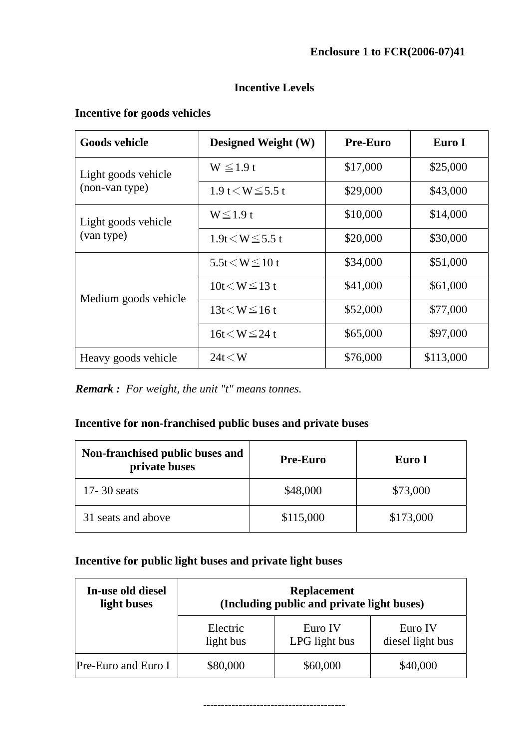**Enclosure 1 to FCR(2006-07)41**

## Incentive Levels

### Incentive for goods vehicles

| Goods vehicle | Designed Weight (W) | Pre-Euro | Euro I |
|---|---|---|---|
| Light goods vehicle (non-van type) | W ≦1.9 t | \$17,000 | \$25,000 |
| | 1.9 t＜W≦5.5 t | \$29,000 | \$43,000 |
| Light goods vehicle (van type) | W≦1.9 t | \$10,000 | \$14,000 |
| | 1.9t＜W≦5.5 t | \$20,000 | \$30,000 |
| Medium goods vehicle | 5.5t＜W≦10 t | \$34,000 | \$51,000 |
| | 10t＜W≦13 t | \$41,000 | \$61,000 |
| | 13t＜W≦16 t | \$52,000 | \$77,000 |
| | 16t＜W≦24 t | \$65,000 | \$97,000 |
| Heavy goods vehicle | 24t＜W | \$76,000 | \$113,000 |

***Remark :*** *For weight, the unit "t" means tonnes.*

### Incentive for non-franchised public buses and private buses

| Non-franchised public buses and private buses | Pre-Euro | Euro I |
|---|---|---|
| 17- 30 seats | \$48,000 | \$73,000 |
| 31 seats and above | \$115,000 | \$173,000 |

### Incentive for public light buses and private light buses

| In-use old diesel light buses | Replacement (Including public and private light buses) | | |
|---|---|---|---|
| | Electric light bus | Euro IV LPG light bus | Euro IV diesel light bus |
| Pre-Euro and Euro I | \$80,000 | \$60,000 | \$40,000 |

---------------------------------------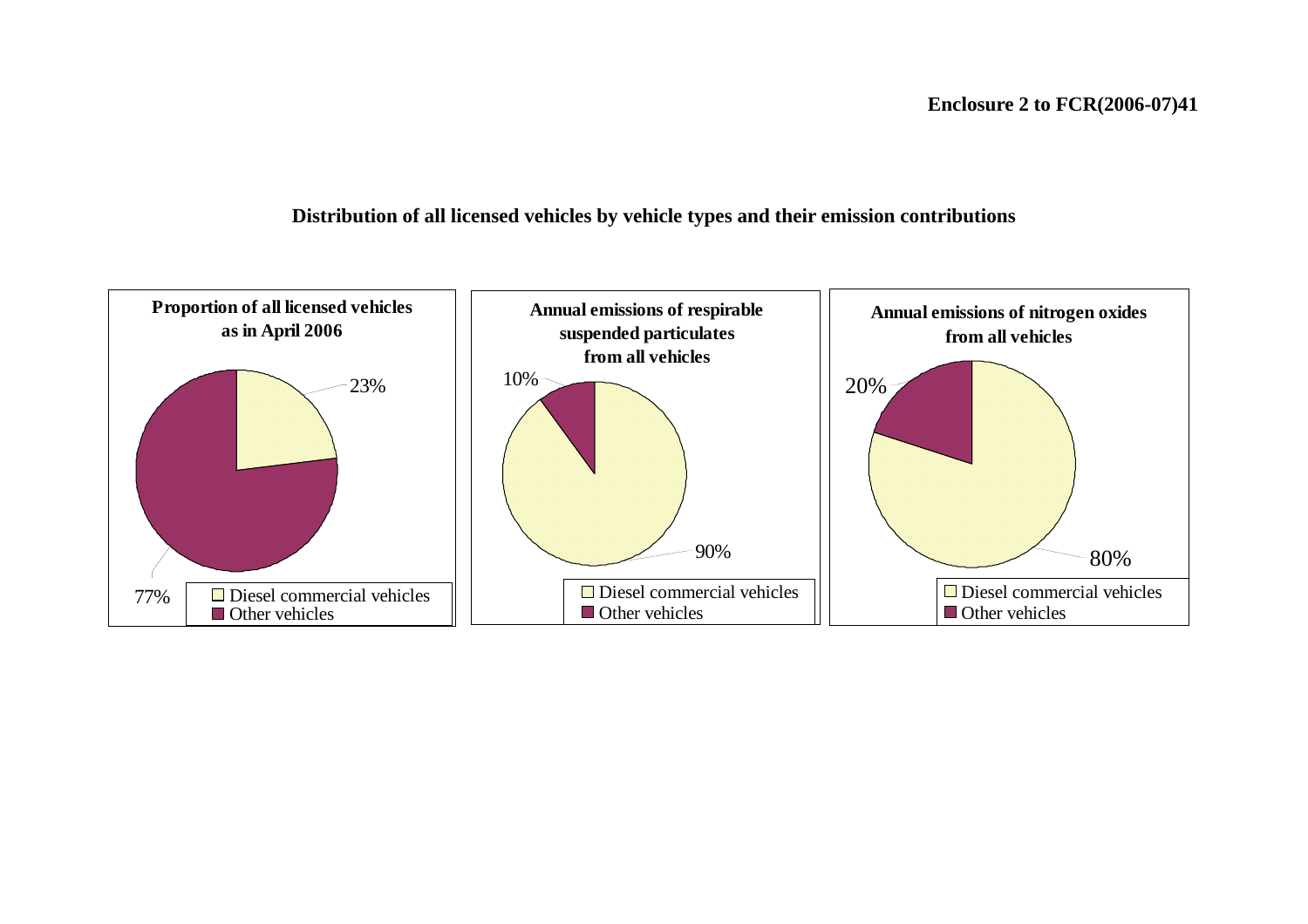**Enclosure 2 to FCR(2006-07)41**

**Distribution of all licensed vehicles by vehicle types and their emission contributions**

**Proportion of all licensed vehicles as in April 2006**

23%

77%

- Diesel commercial vehicles
- Other vehicles

**Annual emissions of respirable suspended particulates from all vehicles**

10%

90%

- Diesel commercial vehicles
- Other vehicles

**Annual emissions of nitrogen oxides from all vehicles**

20%

80%

- Diesel commercial vehicles
- Other vehicles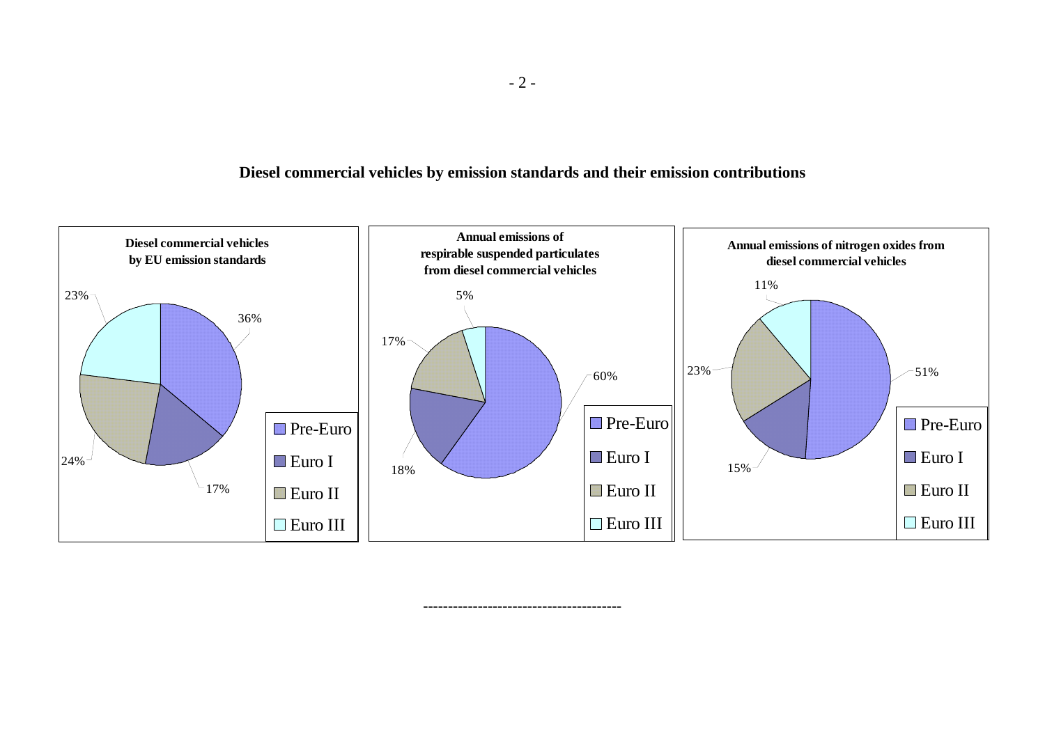**Diesel commercial vehicles by emission standards and their emission contributions**

**Diesel commercial vehicles by EU emission standards**

| Emission standard | Share |
| --- | --- |
| Pre-Euro | 36% |
| Euro I | 17% |
| Euro II | 24% |
| Euro III | 23% |

**Annual emissions of respirable suspended particulates from diesel commercial vehicles**

| Emission standard | Share |
| --- | --- |
| Pre-Euro | 60% |
| Euro I | 18% |
| Euro II | 17% |
| Euro III | 5% |

**Annual emissions of nitrogen oxides from diesel commercial vehicles**

| Emission standard | Share |
| --- | --- |
| Pre-Euro | 51% |
| Euro I | 15% |
| Euro II | 23% |
| Euro III | 11% |

---------------------------------------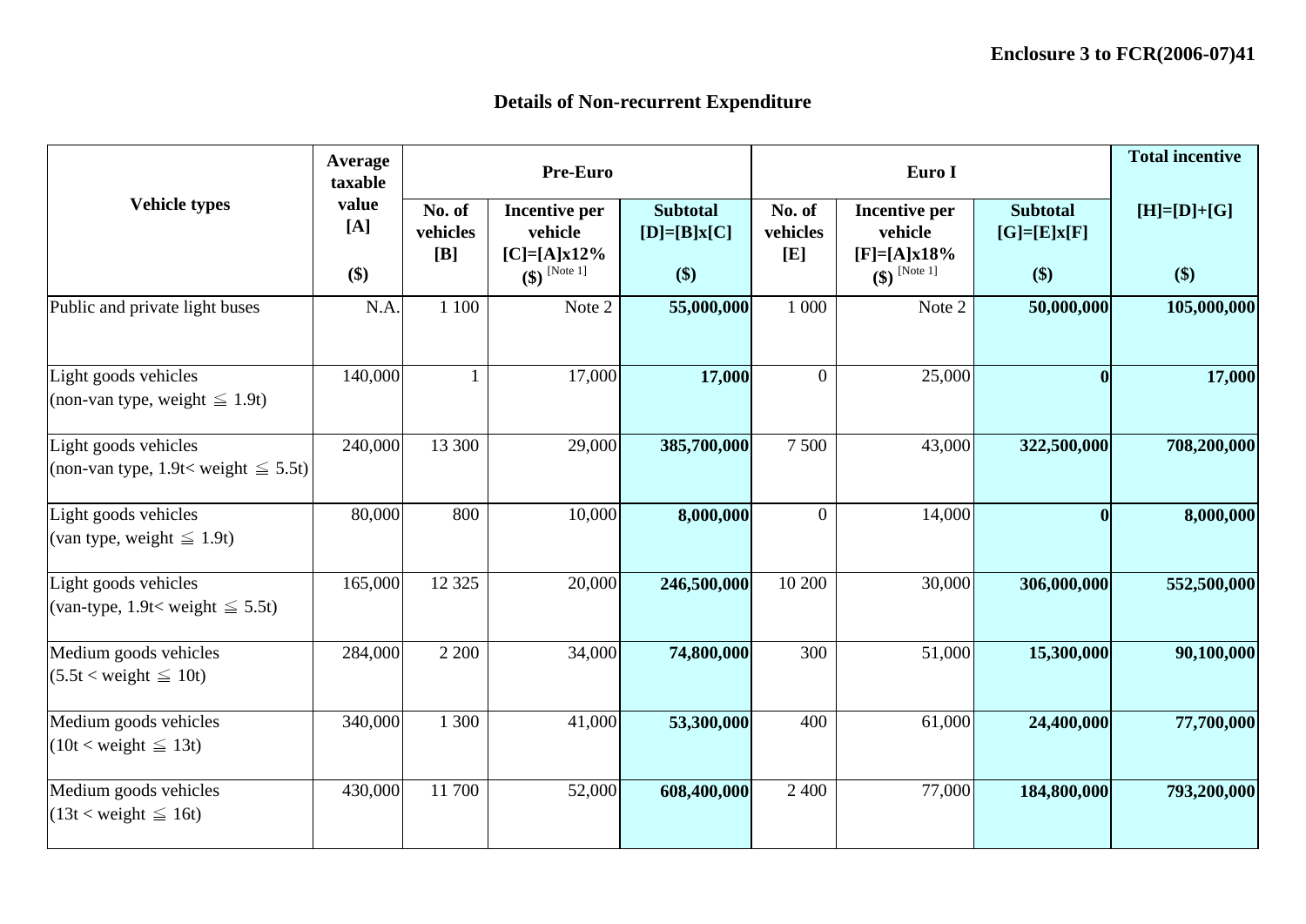**Enclosure 3 to FCR(2006-07)41**

## Details of Non-recurrent Expenditure

| Vehicle types | Average taxable value [A] ($) | Pre-Euro | | | Euro I | | | Total incentive |
|---|---|---|---|---|---|---|---|---|
| | | No. of vehicles [B] | Incentive per vehicle [C]=[A]x12% ($) [Note 1] | Subtotal [D]=[B]x[C] ($) | No. of vehicles [E] | Incentive per vehicle [F]=[A]x18% ($) [Note 1] | Subtotal [G]=[E]x[F] ($) | [H]=[D]+[G] ($) |
| Public and private light buses | N.A. | 1 100 | Note 2 | **55,000,000** | 1 000 | Note 2 | **50,000,000** | **105,000,000** |
| Light goods vehicles (non-van type, weight ≦ 1.9t) | 140,000 | 1 | 17,000 | **17,000** | 0 | 25,000 | **0** | **17,000** |
| Light goods vehicles (non-van type, 1.9t< weight ≦ 5.5t) | 240,000 | 13 300 | 29,000 | **385,700,000** | 7 500 | 43,000 | **322,500,000** | **708,200,000** |
| Light goods vehicles (van type, weight ≦ 1.9t) | 80,000 | 800 | 10,000 | **8,000,000** | 0 | 14,000 | **0** | **8,000,000** |
| Light goods vehicles (van-type, 1.9t< weight ≦ 5.5t) | 165,000 | 12 325 | 20,000 | **246,500,000** | 10 200 | 30,000 | **306,000,000** | **552,500,000** |
| Medium goods vehicles (5.5t < weight ≦ 10t) | 284,000 | 2 200 | 34,000 | **74,800,000** | 300 | 51,000 | **15,300,000** | **90,100,000** |
| Medium goods vehicles (10t < weight ≦ 13t) | 340,000 | 1 300 | 41,000 | **53,300,000** | 400 | 61,000 | **24,400,000** | **77,700,000** |
| Medium goods vehicles (13t < weight ≦ 16t) | 430,000 | 11 700 | 52,000 | **608,400,000** | 2 400 | 77,000 | **184,800,000** | **793,200,000** |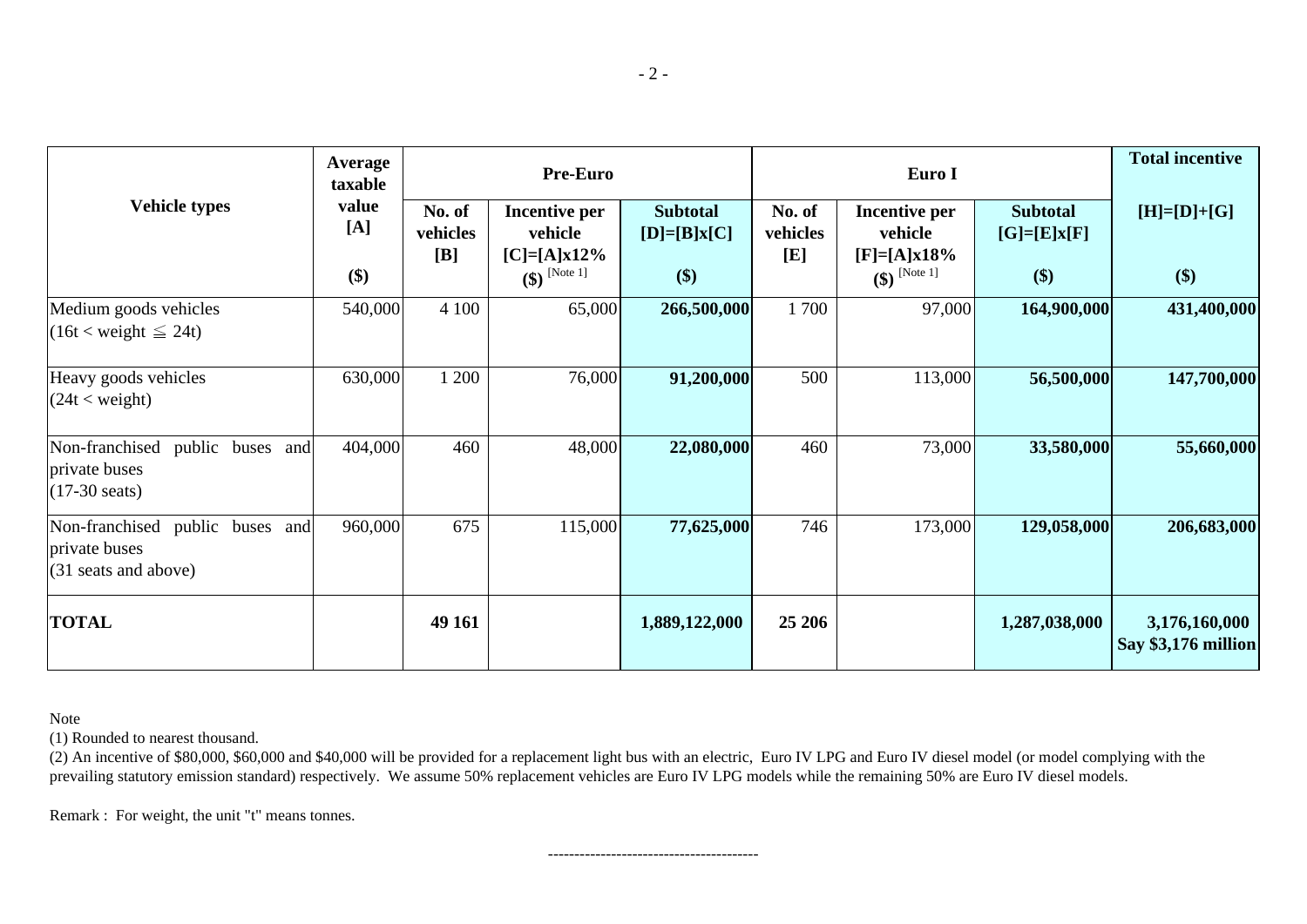| Vehicle types | Average taxable value [A] ($) | Pre-Euro | | | Euro I | | | Total incentive |
|---|---|---|---|---|---|---|---|---|
| | | No. of vehicles [B] | Incentive per vehicle [C]=[A]x12% ($) [Note 1] | Subtotal [D]=[B]x[C] ($) | No. of vehicles [E] | Incentive per vehicle [F]=[A]x18% ($) [Note 1] | Subtotal [G]=[E]x[F] ($) | [H]=[D]+[G] ($) |
| Medium goods vehicles (16t < weight ≦ 24t) | 540,000 | 4 100 | 65,000 | **266,500,000** | 1 700 | 97,000 | **164,900,000** | **431,400,000** |
| Heavy goods vehicles (24t < weight) | 630,000 | 1 200 | 76,000 | **91,200,000** | 500 | 113,000 | **56,500,000** | **147,700,000** |
| Non-franchised public buses and private buses (17-30 seats) | 404,000 | 460 | 48,000 | **22,080,000** | 460 | 73,000 | **33,580,000** | **55,660,000** |
| Non-franchised public buses and private buses (31 seats and above) | 960,000 | 675 | 115,000 | **77,625,000** | 746 | 173,000 | **129,058,000** | **206,683,000** |
| **TOTAL** | | **49 161** | | **1,889,122,000** | **25 206** | | **1,287,038,000** | **3,176,160,000 Say $3,176 million** |

Note

(1) Rounded to nearest thousand.

(2) An incentive of $80,000, $60,000 and $40,000 will be provided for a replacement light bus with an electric, Euro IV LPG and Euro IV diesel model (or model complying with the prevailing statutory emission standard) respectively. We assume 50% replacement vehicles are Euro IV LPG models while the remaining 50% are Euro IV diesel models.

Remark : For weight, the unit "t" means tonnes.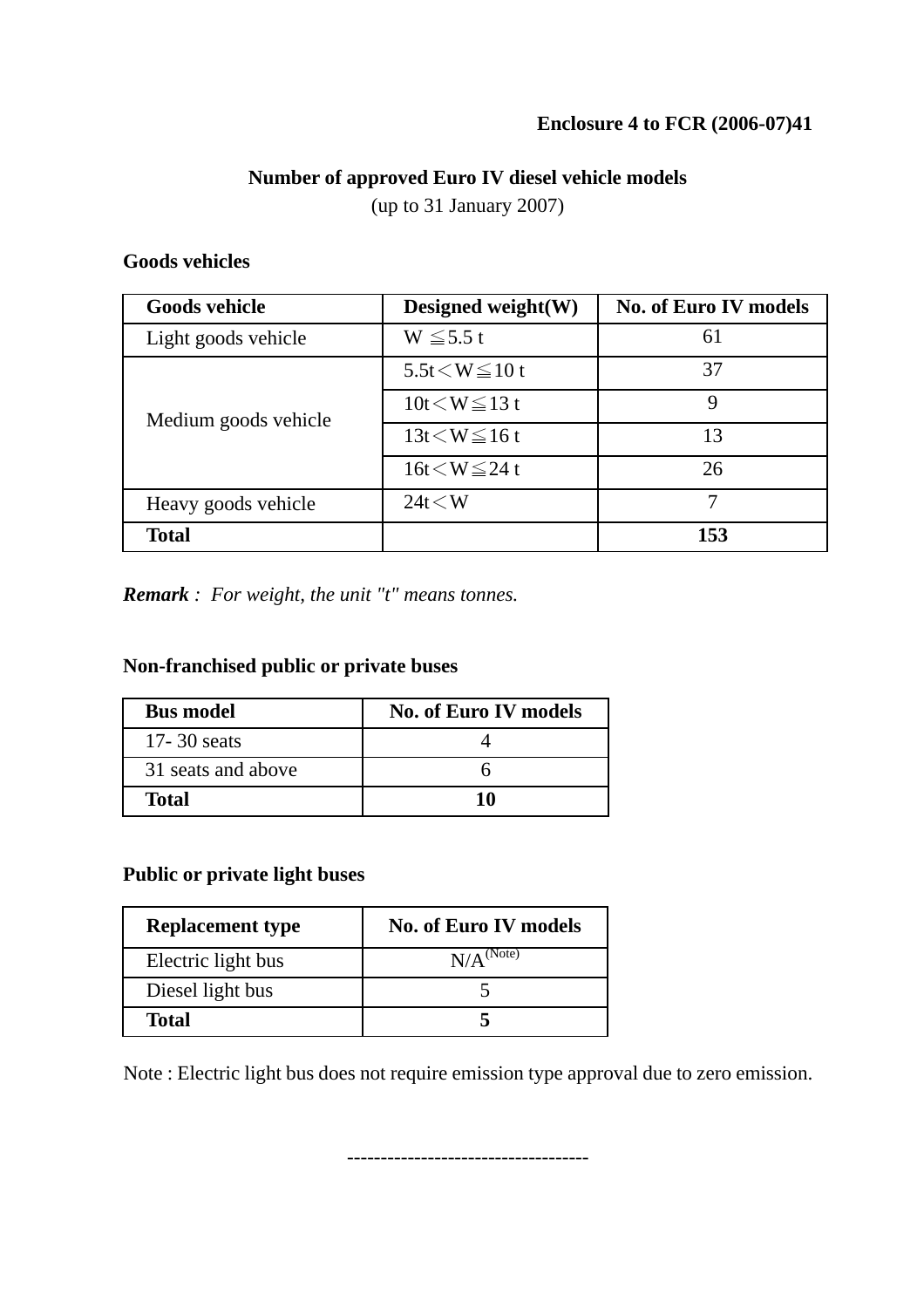**Enclosure 4 to FCR (2006-07)41**

# Number of approved Euro IV diesel vehicle models

(up to 31 January 2007)

## Goods vehicles

| Goods vehicle | Designed weight(W) | No. of Euro IV models |
|---|---|---|
| Light goods vehicle | W ≦5.5 t | 61 |
| Medium goods vehicle | 5.5t＜W≦10 t | 37 |
| | 10t＜W≦13 t | 9 |
| | 13t＜W≦16 t | 13 |
| | 16t＜W≦24 t | 26 |
| Heavy goods vehicle | 24t＜W | 7 |
| **Total** | | **153** |

***Remark*** *: For weight, the unit "t" means tonnes.*

## Non-franchised public or private buses

| Bus model | No. of Euro IV models |
|---|---|
| 17- 30 seats | 4 |
| 31 seats and above | 6 |
| **Total** | **10** |

## Public or private light buses

| Replacement type | No. of Euro IV models |
|---|---|
| Electric light bus | N/A (Note) |
| Diesel light bus | 5 |
| **Total** | **5** |

Note : Electric light bus does not require emission type approval due to zero emission.

-----------------------------------